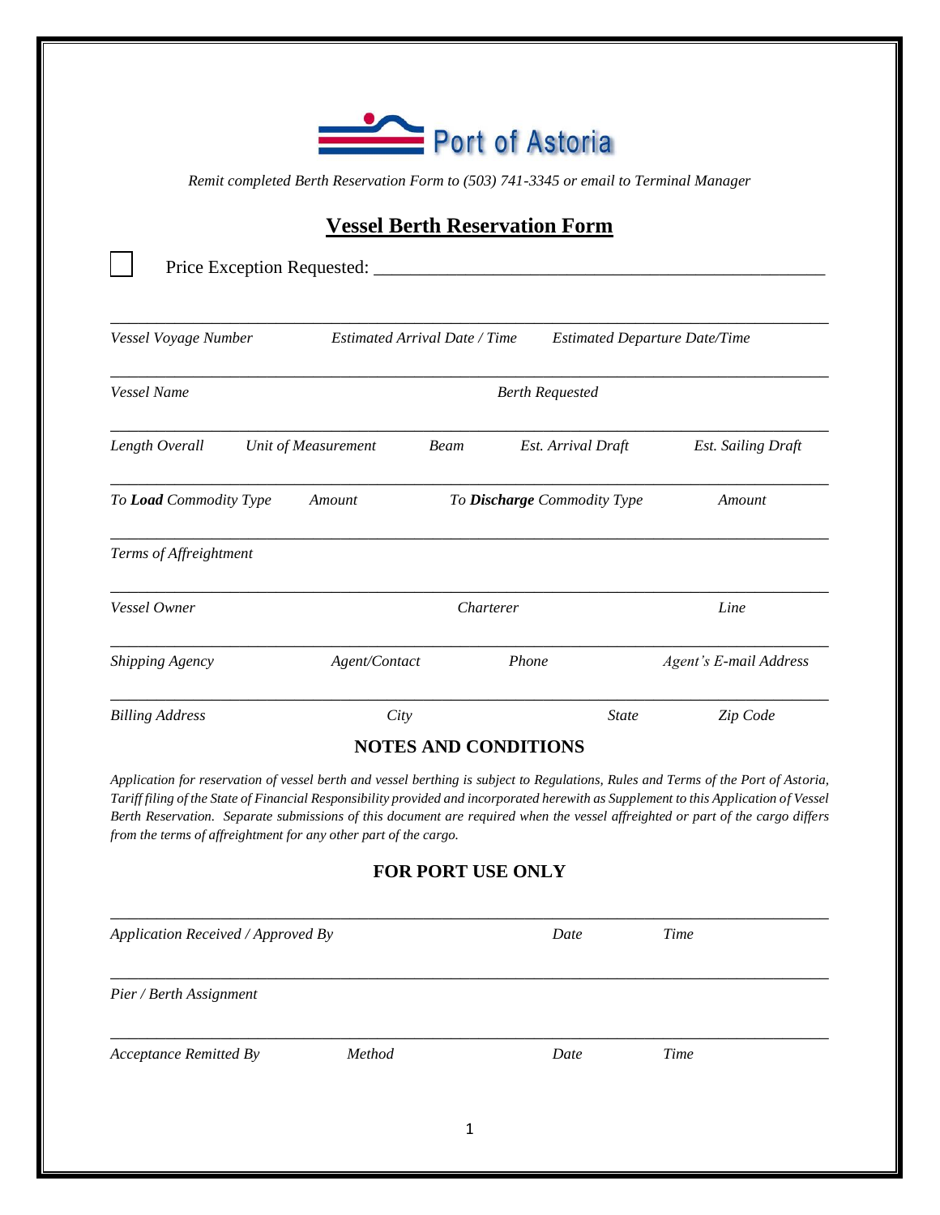Port of Astoria

*Remit completed Berth Reservation Form to (503) 741-3345 or email to Terminal Manager*

# Vessel Berth Reservation Form

☐ Price Exception Requested: ____________________________________________

_______________________________________________________________________

*Vessel Voyage Number* *Estimated Arrival Date / Time* *Estimated Departure Date/Time*

_______________________________________________________________________

*Vessel Name* *Berth Requested*

_______________________________________________________________________

*Length Overall* *Unit of Measurement* *Beam* *Est. Arrival Draft* *Est. Sailing Draft*

_______________________________________________________________________

*To **Load** Commodity Type* *Amount* *To **Discharge** Commodity Type* *Amount*

_______________________________________________________________________

*Terms of Affreightment*

_______________________________________________________________________

*Vessel Owner* *Charterer* *Line*

_______________________________________________________________________

*Shipping Agency* *Agent/Contact* *Phone* *Agent's E-mail Address*

_______________________________________________________________________

*Billing Address* *City* *State* *Zip Code*

## NOTES AND CONDITIONS

*Application for reservation of vessel berth and vessel berthing is subject to Regulations, Rules and Terms of the Port of Astoria, Tariff filing of the State of Financial Responsibility provided and incorporated herewith as Supplement to this Application of Vessel Berth Reservation. Separate submissions of this document are required when the vessel affreighted or part of the cargo differs from the terms of affreightment for any other part of the cargo.*

## FOR PORT USE ONLY

_______________________________________________________________________

*Application Received / Approved By* *Date* *Time*

_______________________________________________________________________

*Pier / Berth Assignment*

_______________________________________________________________________

*Acceptance Remitted By* *Method* *Date* *Time*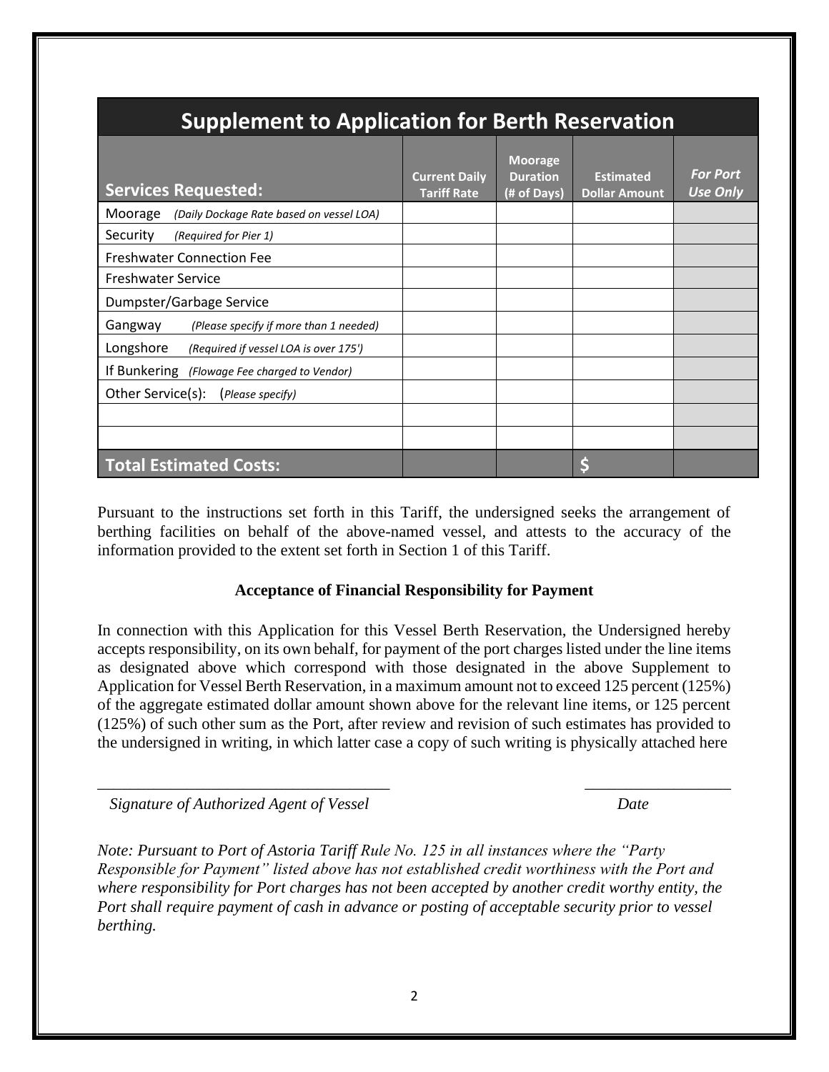## Supplement to Application for Berth Reservation

| **Services Requested:** | **Current Daily Tariff Rate** | **Moorage Duration (# of Days)** | **Estimated Dollar Amount** | ***For Port Use Only*** |
|---|---|---|---|---|
| Moorage *(Daily Dockage Rate based on vessel LOA)* | | | | |
| Security *(Required for Pier 1)* | | | | |
| Freshwater Connection Fee | | | | |
| Freshwater Service | | | | |
| Dumpster/Garbage Service | | | | |
| Gangway *(Please specify if more than 1 needed)* | | | | |
| Longshore *(Required if vessel LOA is over 175')* | | | | |
| If Bunkering *(Flowage Fee charged to Vendor)* | | | | |
| Other Service(s): (*Please specify)* | | | | |
| | | | | |
| | | | | |
| **Total Estimated Costs:** | | | **$** | |

Pursuant to the instructions set forth in this Tariff, the undersigned seeks the arrangement of berthing facilities on behalf of the above-named vessel, and attests to the accuracy of the information provided to the extent set forth in Section 1 of this Tariff.

**Acceptance of Financial Responsibility for Payment**

In connection with this Application for this Vessel Berth Reservation, the Undersigned hereby accepts responsibility, on its own behalf, for payment of the port charges listed under the line items as designated above which correspond with those designated in the above Supplement to Application for Vessel Berth Reservation, in a maximum amount not to exceed 125 percent (125%) of the aggregate estimated dollar amount shown above for the relevant line items, or 125 percent (125%) of such other sum as the Port, after review and revision of such estimates has provided to the undersigned in writing, in which latter case a copy of such writing is physically attached here

\_\_\_\_\_\_\_\_\_\_\_\_\_\_\_\_\_\_\_\_\_\_\_\_\_\_\_\_\_\_\_\_\_\_\_\_ \_\_\_\_\_\_\_\_\_\_\_\_\_\_\_\_\_\_

*Signature of Authorized Agent of Vessel* *Date*

*Note: Pursuant to Port of Astoria Tariff Rule No. 125 in all instances where the "Party Responsible for Payment" listed above has not established credit worthiness with the Port and where responsibility for Port charges has not been accepted by another credit worthy entity, the Port shall require payment of cash in advance or posting of acceptable security prior to vessel berthing.*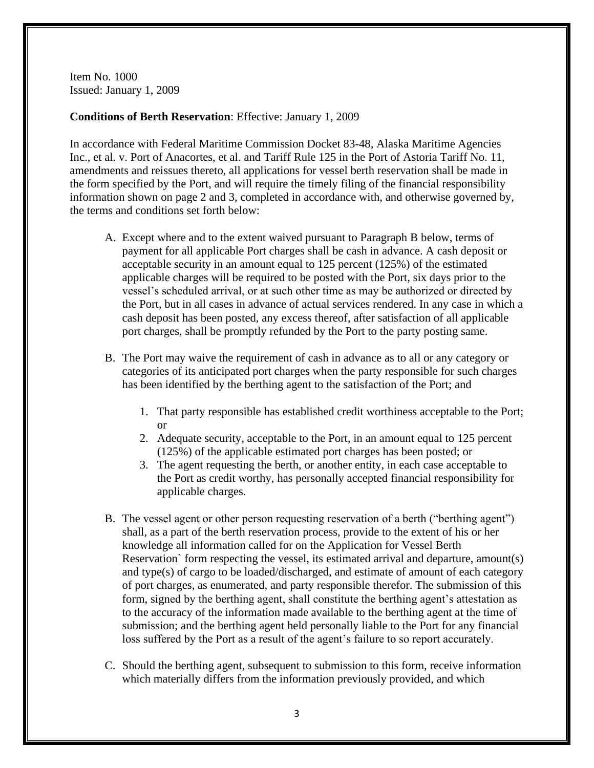Item No. 1000
Issued: January 1, 2009

**Conditions of Berth Reservation**: Effective: January 1, 2009

In accordance with Federal Maritime Commission Docket 83-48, Alaska Maritime Agencies Inc., et al. v. Port of Anacortes, et al. and Tariff Rule 125 in the Port of Astoria Tariff No. 11, amendments and reissues thereto, all applications for vessel berth reservation shall be made in the form specified by the Port, and will require the timely filing of the financial responsibility information shown on page 2 and 3, completed in accordance with, and otherwise governed by, the terms and conditions set forth below:

A. Except where and to the extent waived pursuant to Paragraph B below, terms of payment for all applicable Port charges shall be cash in advance. A cash deposit or acceptable security in an amount equal to 125 percent (125%) of the estimated applicable charges will be required to be posted with the Port, six days prior to the vessel's scheduled arrival, or at such other time as may be authorized or directed by the Port, but in all cases in advance of actual services rendered. In any case in which a cash deposit has been posted, any excess thereof, after satisfaction of all applicable port charges, shall be promptly refunded by the Port to the party posting same.

B. The Port may waive the requirement of cash in advance as to all or any category or categories of its anticipated port charges when the party responsible for such charges has been identified by the berthing agent to the satisfaction of the Port; and

   1. That party responsible has established credit worthiness acceptable to the Port; or
   2. Adequate security, acceptable to the Port, in an amount equal to 125 percent (125%) of the applicable estimated port charges has been posted; or
   3. The agent requesting the berth, or another entity, in each case acceptable to the Port as credit worthy, has personally accepted financial responsibility for applicable charges.

B. The vessel agent or other person requesting reservation of a berth ("berthing agent") shall, as a part of the berth reservation process, provide to the extent of his or her knowledge all information called for on the Application for Vessel Berth Reservation` form respecting the vessel, its estimated arrival and departure, amount(s) and type(s) of cargo to be loaded/discharged, and estimate of amount of each category of port charges, as enumerated, and party responsible therefor. The submission of this form, signed by the berthing agent, shall constitute the berthing agent's attestation as to the accuracy of the information made available to the berthing agent at the time of submission; and the berthing agent held personally liable to the Port for any financial loss suffered by the Port as a result of the agent's failure to so report accurately.

C. Should the berthing agent, subsequent to submission to this form, receive information which materially differs from the information previously provided, and which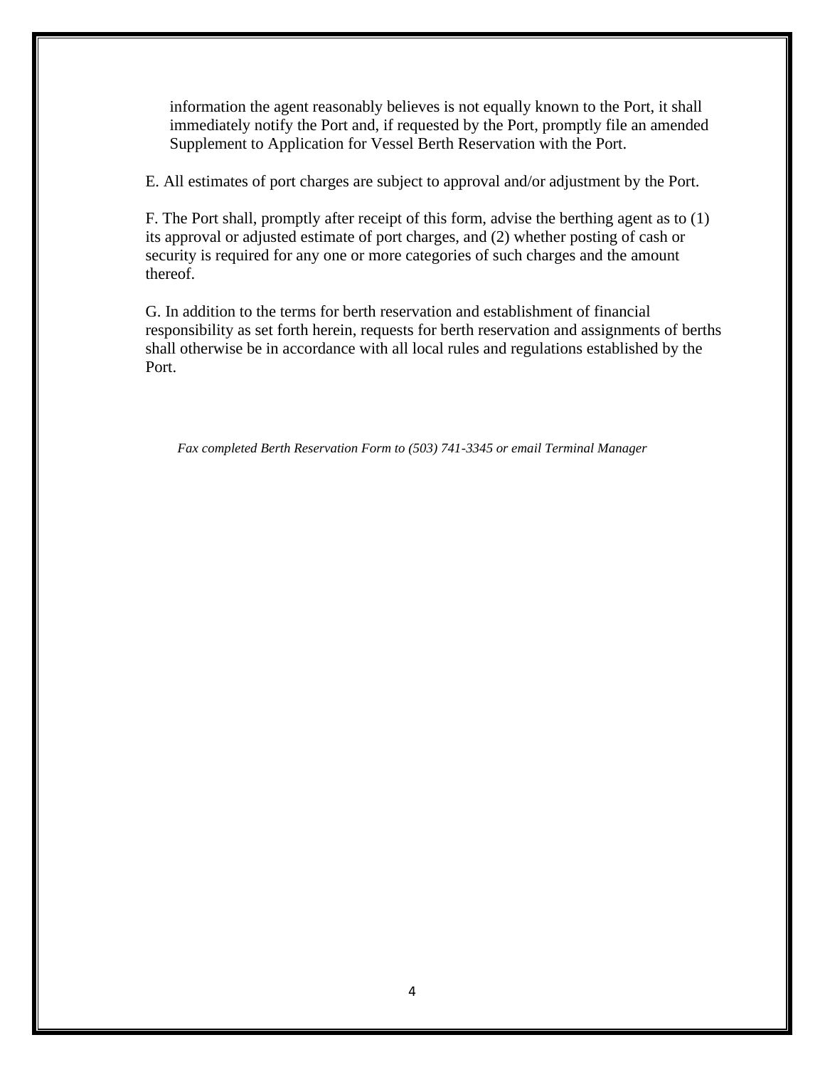information the agent reasonably believes is not equally known to the Port, it shall immediately notify the Port and, if requested by the Port, promptly file an amended Supplement to Application for Vessel Berth Reservation with the Port.

E. All estimates of port charges are subject to approval and/or adjustment by the Port.

F. The Port shall, promptly after receipt of this form, advise the berthing agent as to (1) its approval or adjusted estimate of port charges, and (2) whether posting of cash or security is required for any one or more categories of such charges and the amount thereof.

G. In addition to the terms for berth reservation and establishment of financial responsibility as set forth herein, requests for berth reservation and assignments of berths shall otherwise be in accordance with all local rules and regulations established by the Port.

*Fax completed Berth Reservation Form to (503) 741-3345 or email Terminal Manager*